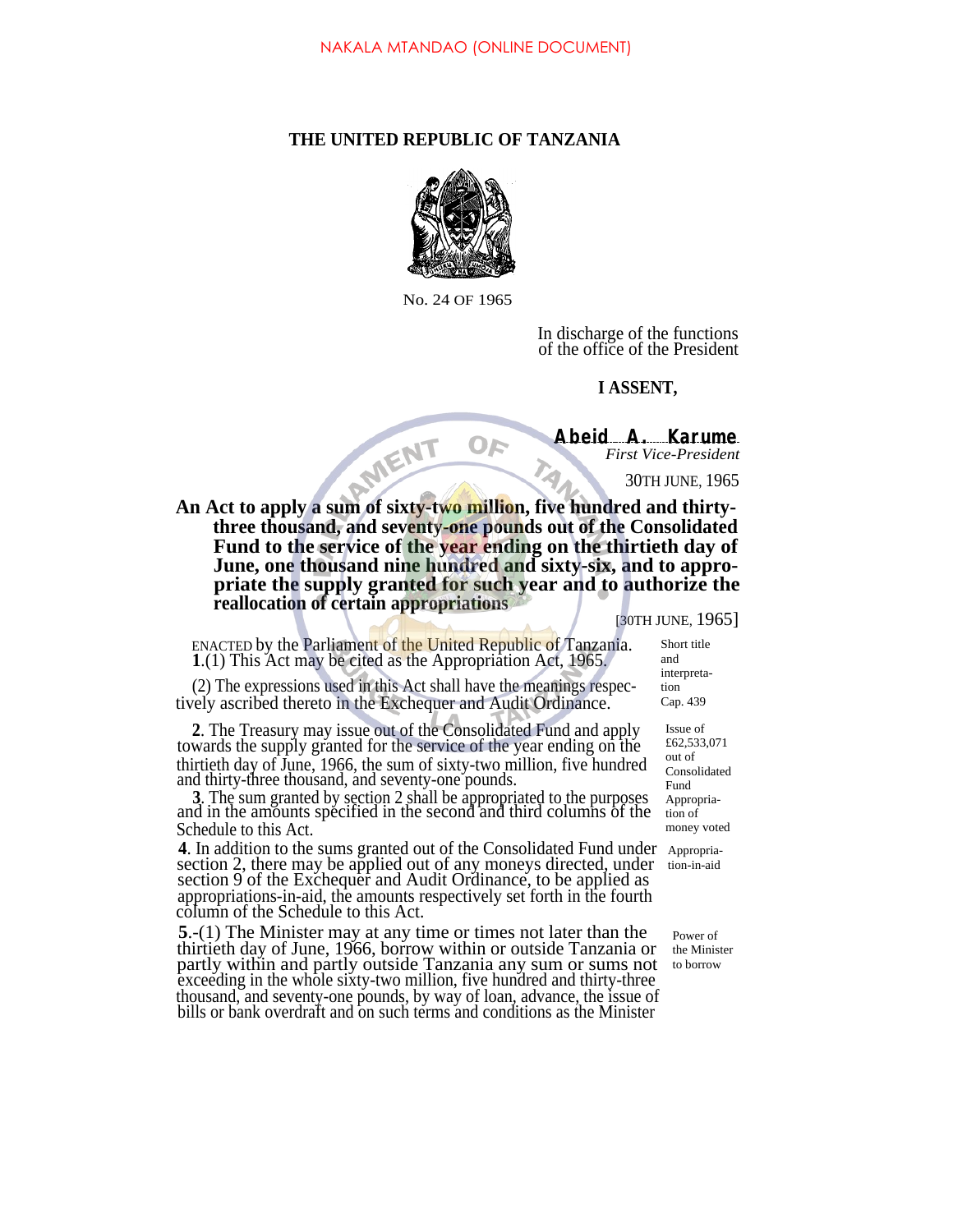NAKALA MTANDAO (ONLINE DOCUMENT)

# THE UNITED REPUBLIC OF TANZANIA

No. 24 OF 1965

In discharge of the functions of the office of the President

**I ASSENT,**

**Abeid A. Karume**
*First Vice-President*

30TH JUNE, 1965

**An Act to apply a sum of sixty-two million, five hundred and thirty-three thousand, and seventy-one pounds out of the Consolidated Fund to the service of the year ending on the thirtieth day of June, one thousand nine hundred and sixty-six, and to appropriate the supply granted for such year and to authorize the reallocation of certain appropriations**

[30TH JUNE, 1965]

ENACTED by the Parliament of the United Republic of Tanzania.

*Short title and interpretation*

**1**.(1) This Act may be cited as the Appropriation Act, 1965.

*Cap. 439*

(2) The expressions used in this Act shall have the meanings respectively ascribed thereto in the Exchequer and Audit Ordinance.

*Issue of £62,533,071 out of Consolidated Fund*

**2**. The Treasury may issue out of the Consolidated Fund and apply towards the supply granted for the service of the year ending on the thirtieth day of June, 1966, the sum of sixty-two million, five hundred and thirty-three thousand, and seventy-one pounds.

*Appropriation of money voted*

**3**. The sum granted by section 2 shall be appropriated to the purposes and in the amounts specified in the second and third columns of the Schedule to this Act.

*Appropriation-in-aid*

**4**. In addition to the sums granted out of the Consolidated Fund under section 2, there may be applied out of any moneys directed, under section 9 of the Exchequer and Audit Ordinance, to be applied as appropriations-in-aid, the amounts respectively set forth in the fourth column of the Schedule to this Act.

*Power of the Minister to borrow*

**5**.-(1) The Minister may at any time or times not later than the thirtieth day of June, 1966, borrow within or outside Tanzania or partly within and partly outside Tanzania any sum or sums not exceeding in the whole sixty-two million, five hundred and thirty-three thousand, and seventy-one pounds, by way of loan, advance, the issue of bills or bank overdraft and on such terms and conditions as the Minister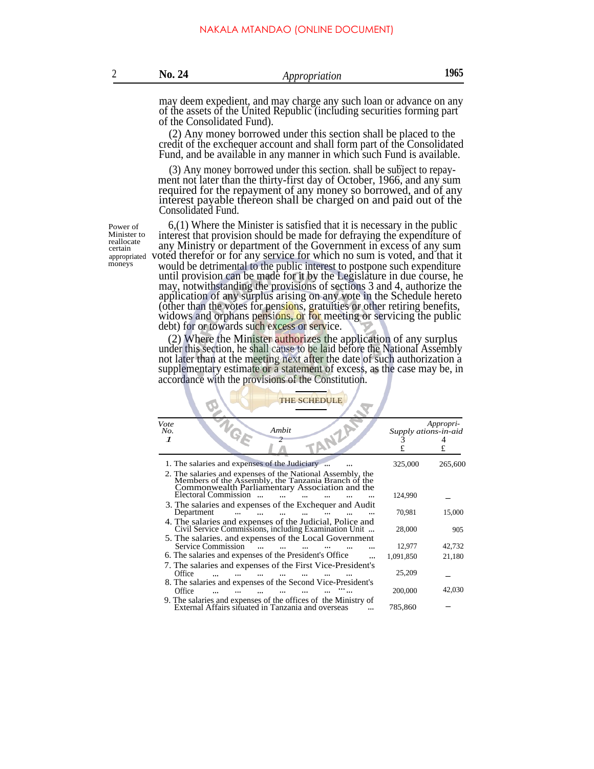may deem expedient, and may charge any such loan or advance on any of the assets of the United Republic (including securities forming part of the Consolidated Fund).

(2) Any money borrowed under this section shall be placed to the credit of the exchequer account and shall form part of the Consolidated Fund, and be available in any manner in which such Fund is available.

(3) Any money borrowed under this section. shall be subject to repayment not later than the thirty-first day of October, 1966, and any sum required for the repayment of any money so borrowed, and of any interest payable thereon shall be charged on and paid out of the Consolidated Fund.

Power of Minister to reallocate certain appropriated moneys

6,(1) Where the Minister is satisfied that it is necessary in the public interest that provision should be made for defraying the expenditure of any Ministry or department of the Government in excess of any sum voted therefor or for any service for which no sum is voted, and that it would be detrimental to the public interest to postpone such expenditure until provision can be made for it by the Legislature in due course, he may, notwithstanding the provisions of sections 3 and 4, authorize the application of any surplus arising on any vote in the Schedule hereto (other than the votes for pensions, gratuities or other retiring benefits, widows and orphans pensions, or for meeting or servicing the public debt) for or towards such excess or service.

(2) Where the Minister authorizes the application of any surplus under this section, he shall cause to be laid before the National Assembly not later than at the meeting next after the date of such authorization a supplementary estimate or a statement of excess, as the case may be, in accordance with the provisions of the Constitution.

THE SCHEDULE

| *Vote No.* *1* | *Ambit* *2* | *Supply* 3 £ | *Appropriations-in-aid* 4 £ |
|---|---|---|---|
| | 1. The salaries and expenses of the Judiciary ... ... | 325,000 | 265,600 |
| | 2. The salaries and expenses of the National Assembly, the Members of the Assembly, the Tanzania Branch of the Commonwealth Parliamentary Association and the Electoral Commission ... ... ... ... ... ... | 124,990 | – |
| | 3. The salaries and expenses of the Exchequer and Audit Department ... ... ... ... ... ... ... | 70,981 | 15,000 |
| | 4. The salaries and expenses of the Judicial, Police and Civil Service Commissions, including Examination Unit ... | 28,000 | 905 |
| | 5. The salaries. and expenses of the Local Government Service Commission ... ... ... ... ... ... | 12,977 | 42,732 |
| | 6. The salaries and expenses of the President's Office ... | 1,091,850 | 21,180 |
| | 7. The salaries and expenses of the First Vice-President's Office ... ... ... ... ... ... ... | 25,209 | – |
| | 8. The salaries and expenses of the Second Vice-President's Office ... ... ... ... ... ... ... | 200,000 | 42,030 |
| | 9. The salaries and expenses of the offices of the Ministry of External Affairs situated in Tanzania and overseas ... | 785,860 | – |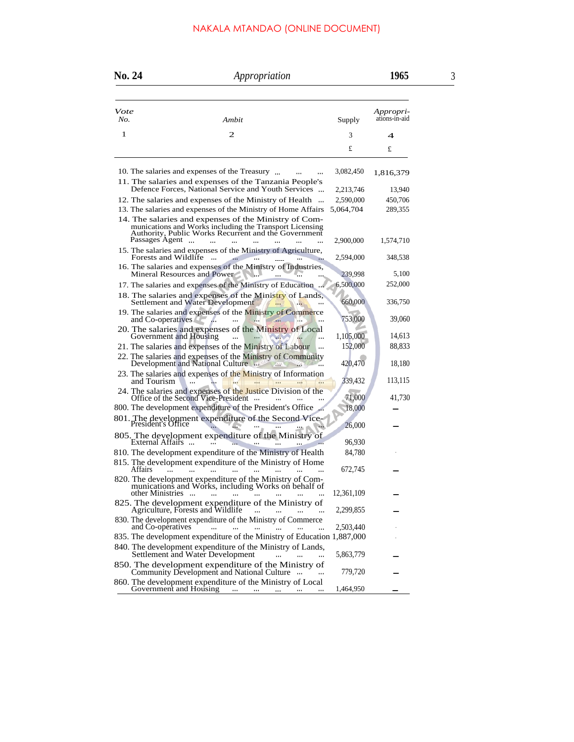| Vote No. | Ambit | Supply | Appropri-ations-in-aid |
|---|---|---|---|
| 1 | 2 | 3 | 4 |
| | | £ | £ |
| 10. | The salaries and expenses of the Treasury ... ... ... | 3,082,450 | 1,816,379 |
| 11. | The salaries and expenses of the Tanzania People's Defence Forces, National Service and Youth Services ... | 2,213,746 | 13,940 |
| 12. | The salaries and expenses of the Ministry of Health ... | 2,590,000 | 450,706 |
| 13. | The salaries and expenses of the Ministry of Home Affairs | 5,064,704 | 289,355 |
| 14. | The salaries and expenses of the Ministry of Communications and Works including the Transport Licensing Authority, Public Works Recurrent and the Government Passages Agent ... ... ... ... ... ... ... | 2,900,000 | 1,574,710 |
| 15. | The salaries and expenses of the Ministry of Agriculture, Forests and Wildlife ... ... ... ... ... ... | 2,594,000 | 348,538 |
| 16. | The salaries and expenses of the Ministry of Industries, Mineral Resources and Power ... ... ... ... | 239,998 | 5,100 |
| 17. | The salaries and expenses of the Ministry of Education ... | 6,500,000 | 252,000 |
| 18. | The salaries and expenses of the Ministry of Lands, Settlement and Water Development ... ... | 660,000 | 336,750 |
| 19. | The salaries and expenses of the Ministry of Commerce and Co-operatives ... ... ... ... ... ... | 753,000 | 39,060 |
| 20. | The salaries and expenses of the Ministry of Local Government and Housing ... ... ... ... ... | 1,105,000 | 14,613 |
| 21. | The salaries and expenses of the Ministry of Labour ... | 152,000 | 88,833 |
| 22. | The salaries and expenses of the Ministry of Community Development and National Culture ... ... ... | 420,470 | 18,180 |
| 23. | The salaries and expenses of the Ministry of Information and Tourism ... ... ... ... ... ... ... | 339,432 | 113,115 |
| 24. | The salaries and expenses of the Justice Division of the Office of the Second Vice-President ... ... ... ... | 71,000 | 41,730 |
| 800. | The development expenditure of the President's Office ... | 18,000 | — |
| 801. | The development expenditure of the Second Vice-President's Office ... ... ... ... ... ... | 26,000 | — |
| 805. | The development expenditure of the Ministry of External Affairs ... ... ... ... ... ... ... | 96,930 | |
| 810. | The development expenditure of the Ministry of Health | 84,780 | - |
| 815. | The development expenditure of the Ministry of Home Affairs ... ... ... ... ... ... ... ... | 672,745 | — |
| 820. | The development expenditure of the Ministry of Communications and Works, including Works on behalf of other Ministries ... ... ... ... ... ... ... | 12,361,109 | — |
| 825. | The development expenditure of the Ministry of Agriculture, Forests and Wildlife ... ... ... ... | 2,299,855 | — |
| 830. | The development expenditure of the Ministry of Commerce and Co-operatives ... ... ... ... ... ... | 2,503,440 | - |
| 835. | The development expenditure of the Ministry of Education | 1,887,000 | - |
| 840. | The development expenditure of the Ministry of Lands, Settlement and Water Development ... ... ... | 5,863,779 | — |
| 850. | The development expenditure of the Ministry of Community Development and National Culture ... ... | 779,720 | — |
| 860. | The development expenditure of the Ministry of Local Government and Housing ... ... ... ... ... | 1,464,950 | — |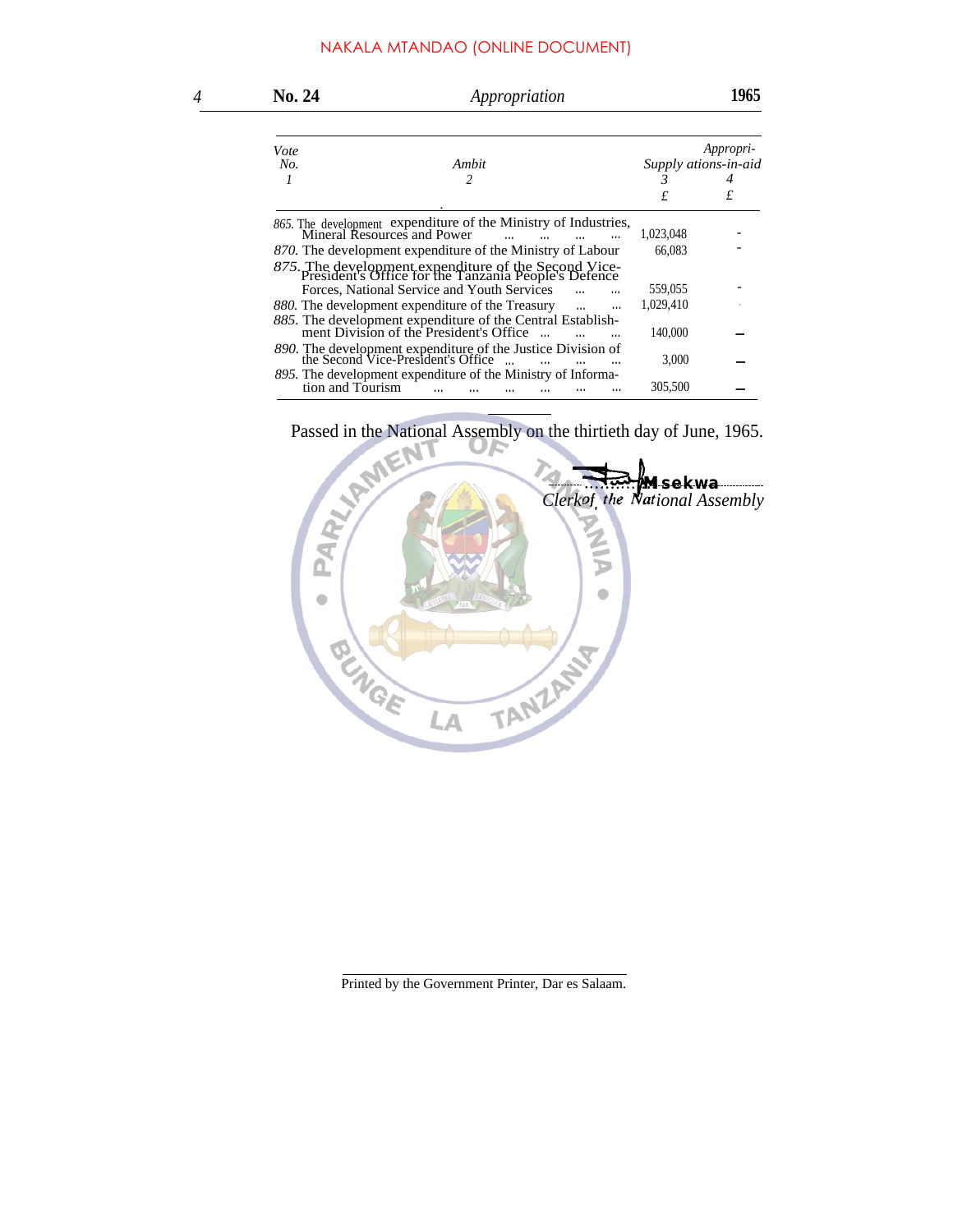| Vote No. 1 | Ambit 2 | Supply 3 £ | Appropriations-in-aid 4 £ |
|---|---|---|---|
| 865. | The development expenditure of the Ministry of Industries, Mineral Resources and Power ... ... ... ... | 1,023,048 | - |
| 870. | The development expenditure of the Ministry of Labour | 66,083 | - |
| 875. | The development expenditure of the Second Vice-President's Office for the Tanzania People's Defence Forces, National Service and Youth Services ... ... | 559,055 | - |
| 880. | The development expenditure of the Treasury ... ... | 1,029,410 | - |
| 885. | The development expenditure of the Central Establishment Division of the President's Office ... ... ... | 140,000 | – |
| 890. | The development expenditure of the Justice Division of the Second Vice-President's Office ... ... ... ... | 3,000 | – |
| 895. | The development expenditure of the Ministry of Information and Tourism ... ... ... ... ... ... | 305,500 | – |

Passed in the National Assembly on the thirtieth day of June, 1965.

M sekwa
*Clerk of the National Assembly*

Printed by the Government Printer, Dar es Salaam.